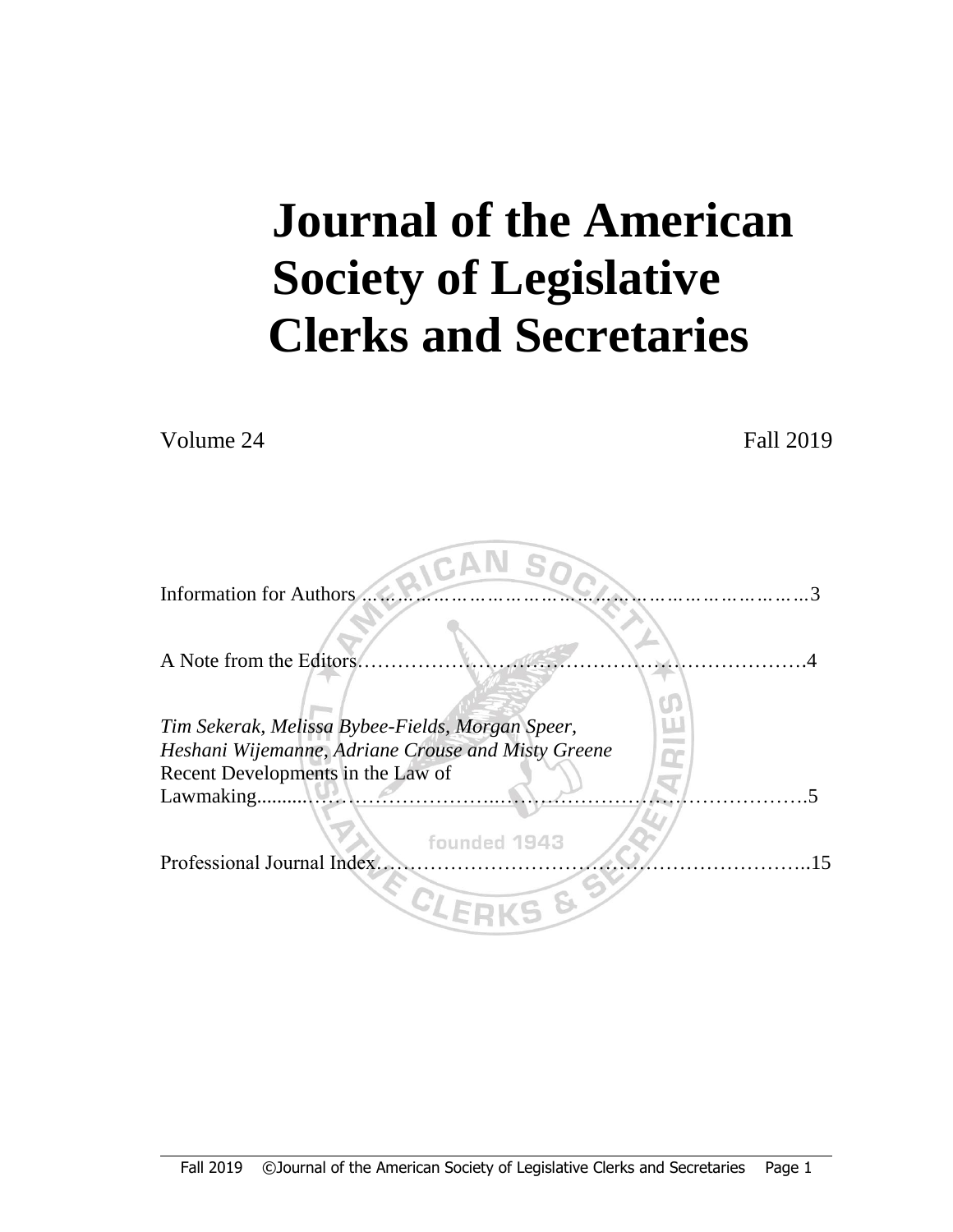# Journal of the American Society of Legislative Clerks and Secretaries

Volume 24 Fall 2019

Information for Authors …………………………………………………………………3

A Note from the Editors……………………………………………………………….4

*Tim Sekerak, Melissa Bybee-Fields, Morgan Speer, Heshani Wijemanne, Adriane Crouse and Misty Greene*
Recent Developments in the Law of Lawmaking..........……………………..……………………………………….5

Professional Journal Index……………………………………………………………..15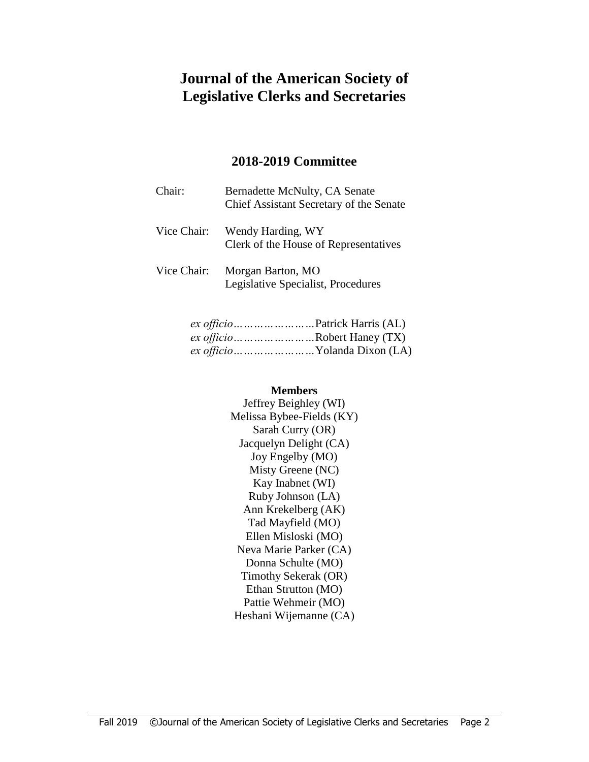# Journal of the American Society of Legislative Clerks and Secretaries

## 2018-2019 Committee

| | |
|---|---|
| Chair: | Bernadette McNulty, CA Senate<br>Chief Assistant Secretary of the Senate |
| Vice Chair: | Wendy Harding, WY<br>Clerk of the House of Representatives |
| Vice Chair: | Morgan Barton, MO<br>Legislative Specialist, Procedures |

*ex officio*…………………Patrick Harris (AL)
*ex officio*…………………Robert Haney (TX)
*ex officio*…………………Yolanda Dixon (LA)

**Members**

Jeffrey Beighley (WI)
Melissa Bybee-Fields (KY)
Sarah Curry (OR)
Jacquelyn Delight (CA)
Joy Engelby (MO)
Misty Greene (NC)
Kay Inabnet (WI)
Ruby Johnson (LA)
Ann Krekelberg (AK)
Tad Mayfield (MO)
Ellen Misloski (MO)
Neva Marie Parker (CA)
Donna Schulte (MO)
Timothy Sekerak (OR)
Ethan Strutton (MO)
Pattie Wehmeir (MO)
Heshani Wijemanne (CA)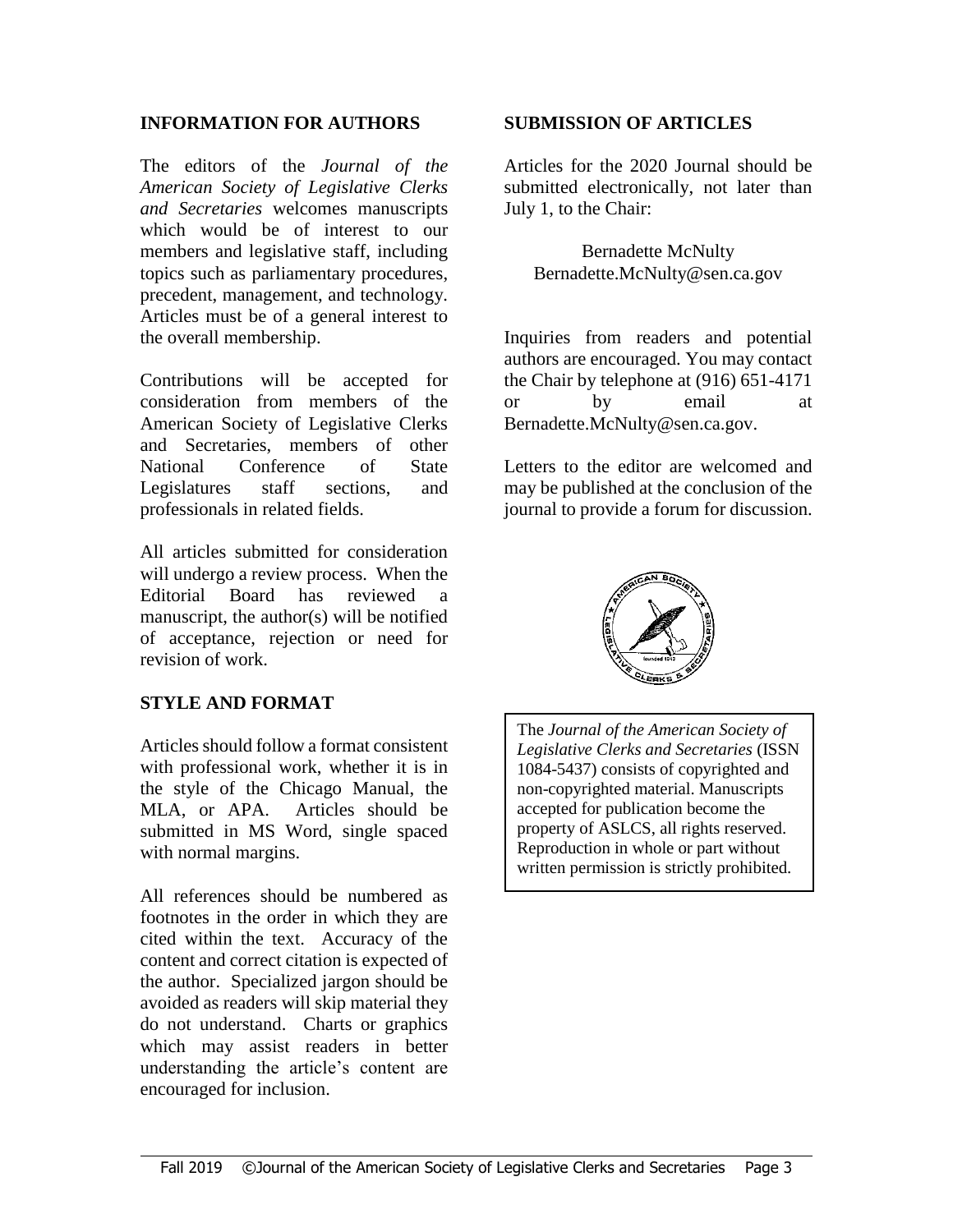## INFORMATION FOR AUTHORS

The editors of the *Journal of the American Society of Legislative Clerks and Secretaries* welcomes manuscripts which would be of interest to our members and legislative staff, including topics such as parliamentary procedures, precedent, management, and technology. Articles must be of a general interest to the overall membership.

Contributions will be accepted for consideration from members of the American Society of Legislative Clerks and Secretaries, members of other National Conference of State Legislatures staff sections, and professionals in related fields.

All articles submitted for consideration will undergo a review process. When the Editorial Board has reviewed a manuscript, the author(s) will be notified of acceptance, rejection or need for revision of work.

## STYLE AND FORMAT

Articles should follow a format consistent with professional work, whether it is in the style of the Chicago Manual, the MLA, or APA. Articles should be submitted in MS Word, single spaced with normal margins.

All references should be numbered as footnotes in the order in which they are cited within the text. Accuracy of the content and correct citation is expected of the author. Specialized jargon should be avoided as readers will skip material they do not understand. Charts or graphics which may assist readers in better understanding the article's content are encouraged for inclusion.

## SUBMISSION OF ARTICLES

Articles for the 2020 Journal should be submitted electronically, not later than July 1, to the Chair:

Bernadette McNulty
Bernadette.McNulty@sen.ca.gov

Inquiries from readers and potential authors are encouraged. You may contact the Chair by telephone at (916) 651-4171 or by email at Bernadette.McNulty@sen.ca.gov.

Letters to the editor are welcomed and may be published at the conclusion of the journal to provide a forum for discussion.

The *Journal of the American Society of Legislative Clerks and Secretaries* (ISSN 1084-5437) consists of copyrighted and non-copyrighted material. Manuscripts accepted for publication become the property of ASLCS, all rights reserved. Reproduction in whole or part without written permission is strictly prohibited.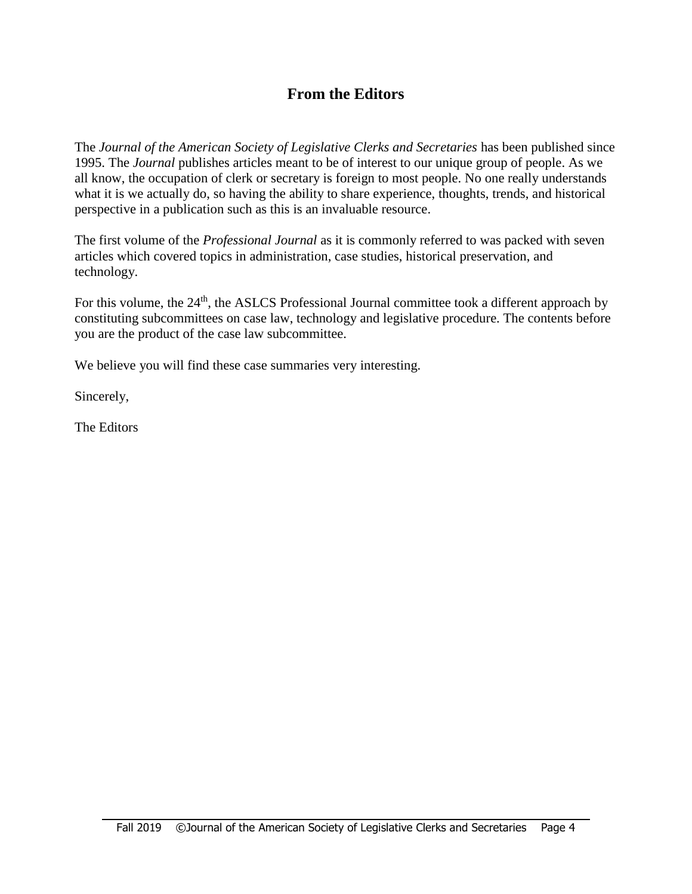## From the Editors

The *Journal of the American Society of Legislative Clerks and Secretaries* has been published since 1995. The *Journal* publishes articles meant to be of interest to our unique group of people. As we all know, the occupation of clerk or secretary is foreign to most people. No one really understands what it is we actually do, so having the ability to share experience, thoughts, trends, and historical perspective in a publication such as this is an invaluable resource.

The first volume of the *Professional Journal* as it is commonly referred to was packed with seven articles which covered topics in administration, case studies, historical preservation, and technology.

For this volume, the 24th, the ASLCS Professional Journal committee took a different approach by constituting subcommittees on case law, technology and legislative procedure. The contents before you are the product of the case law subcommittee.

We believe you will find these case summaries very interesting.

Sincerely,

The Editors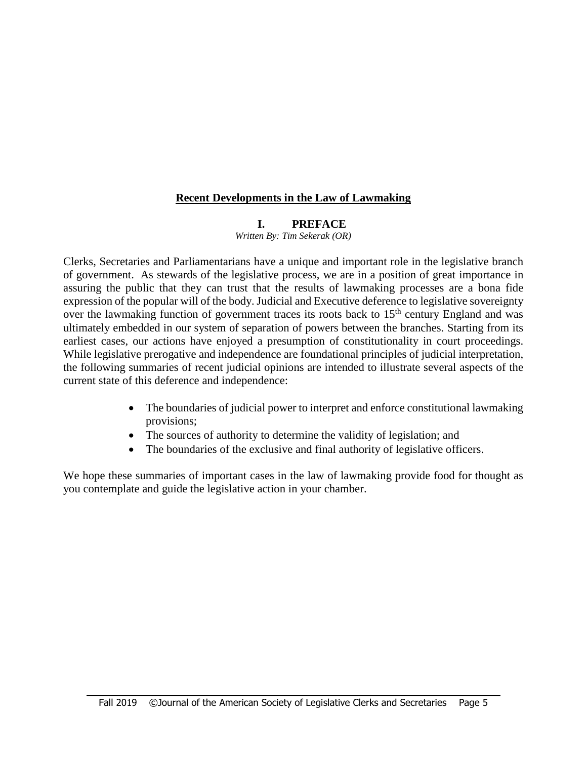## Recent Developments in the Law of Lawmaking

### I. PREFACE

*Written By: Tim Sekerak (OR)*

Clerks, Secretaries and Parliamentarians have a unique and important role in the legislative branch of government. As stewards of the legislative process, we are in a position of great importance in assuring the public that they can trust that the results of lawmaking processes are a bona fide expression of the popular will of the body. Judicial and Executive deference to legislative sovereignty over the lawmaking function of government traces its roots back to 15th century England and was ultimately embedded in our system of separation of powers between the branches. Starting from its earliest cases, our actions have enjoyed a presumption of constitutionality in court proceedings. While legislative prerogative and independence are foundational principles of judicial interpretation, the following summaries of recent judicial opinions are intended to illustrate several aspects of the current state of this deference and independence:

- The boundaries of judicial power to interpret and enforce constitutional lawmaking provisions;
- The sources of authority to determine the validity of legislation; and
- The boundaries of the exclusive and final authority of legislative officers.

We hope these summaries of important cases in the law of lawmaking provide food for thought as you contemplate and guide the legislative action in your chamber.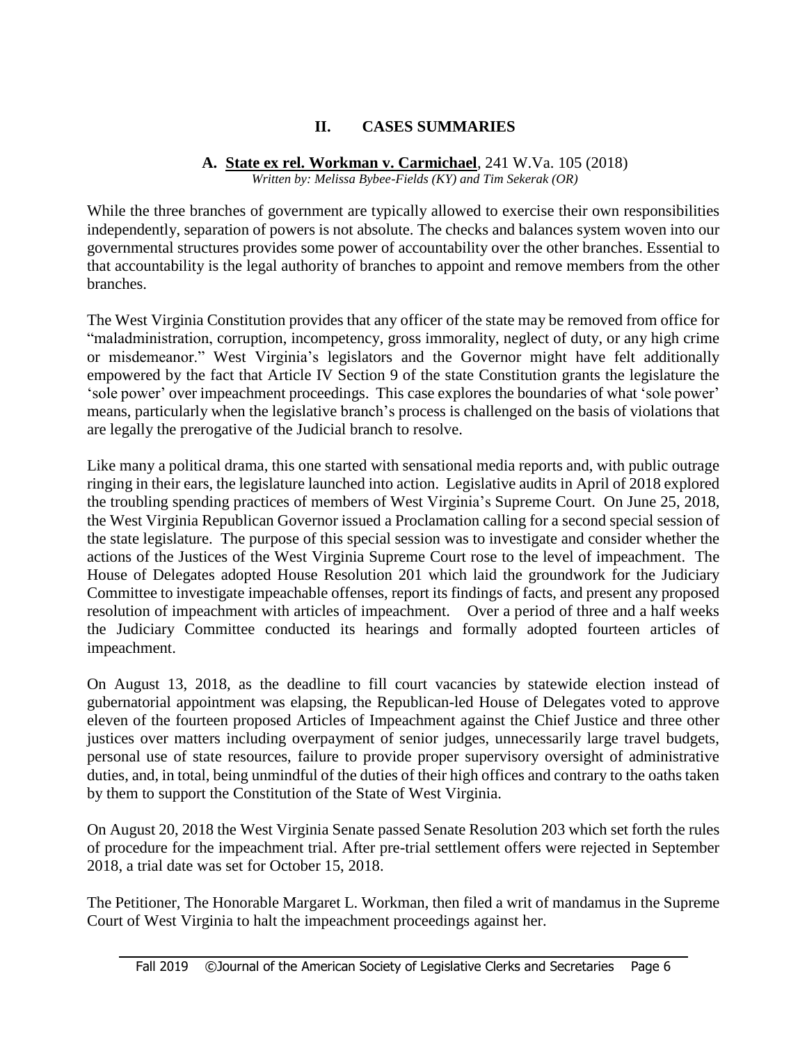## II. CASES SUMMARIES

### A. **State ex rel. Workman v. Carmichael**, 241 W.Va. 105 (2018)

*Written by: Melissa Bybee-Fields (KY) and Tim Sekerak (OR)*

While the three branches of government are typically allowed to exercise their own responsibilities independently, separation of powers is not absolute. The checks and balances system woven into our governmental structures provides some power of accountability over the other branches. Essential to that accountability is the legal authority of branches to appoint and remove members from the other branches.

The West Virginia Constitution provides that any officer of the state may be removed from office for "maladministration, corruption, incompetency, gross immorality, neglect of duty, or any high crime or misdemeanor." West Virginia's legislators and the Governor might have felt additionally empowered by the fact that Article IV Section 9 of the state Constitution grants the legislature the 'sole power' over impeachment proceedings. This case explores the boundaries of what 'sole power' means, particularly when the legislative branch's process is challenged on the basis of violations that are legally the prerogative of the Judicial branch to resolve.

Like many a political drama, this one started with sensational media reports and, with public outrage ringing in their ears, the legislature launched into action. Legislative audits in April of 2018 explored the troubling spending practices of members of West Virginia's Supreme Court. On June 25, 2018, the West Virginia Republican Governor issued a Proclamation calling for a second special session of the state legislature. The purpose of this special session was to investigate and consider whether the actions of the Justices of the West Virginia Supreme Court rose to the level of impeachment. The House of Delegates adopted House Resolution 201 which laid the groundwork for the Judiciary Committee to investigate impeachable offenses, report its findings of facts, and present any proposed resolution of impeachment with articles of impeachment. Over a period of three and a half weeks the Judiciary Committee conducted its hearings and formally adopted fourteen articles of impeachment.

On August 13, 2018, as the deadline to fill court vacancies by statewide election instead of gubernatorial appointment was elapsing, the Republican-led House of Delegates voted to approve eleven of the fourteen proposed Articles of Impeachment against the Chief Justice and three other justices over matters including overpayment of senior judges, unnecessarily large travel budgets, personal use of state resources, failure to provide proper supervisory oversight of administrative duties, and, in total, being unmindful of the duties of their high offices and contrary to the oaths taken by them to support the Constitution of the State of West Virginia.

On August 20, 2018 the West Virginia Senate passed Senate Resolution 203 which set forth the rules of procedure for the impeachment trial. After pre-trial settlement offers were rejected in September 2018, a trial date was set for October 15, 2018.

The Petitioner, The Honorable Margaret L. Workman, then filed a writ of mandamus in the Supreme Court of West Virginia to halt the impeachment proceedings against her.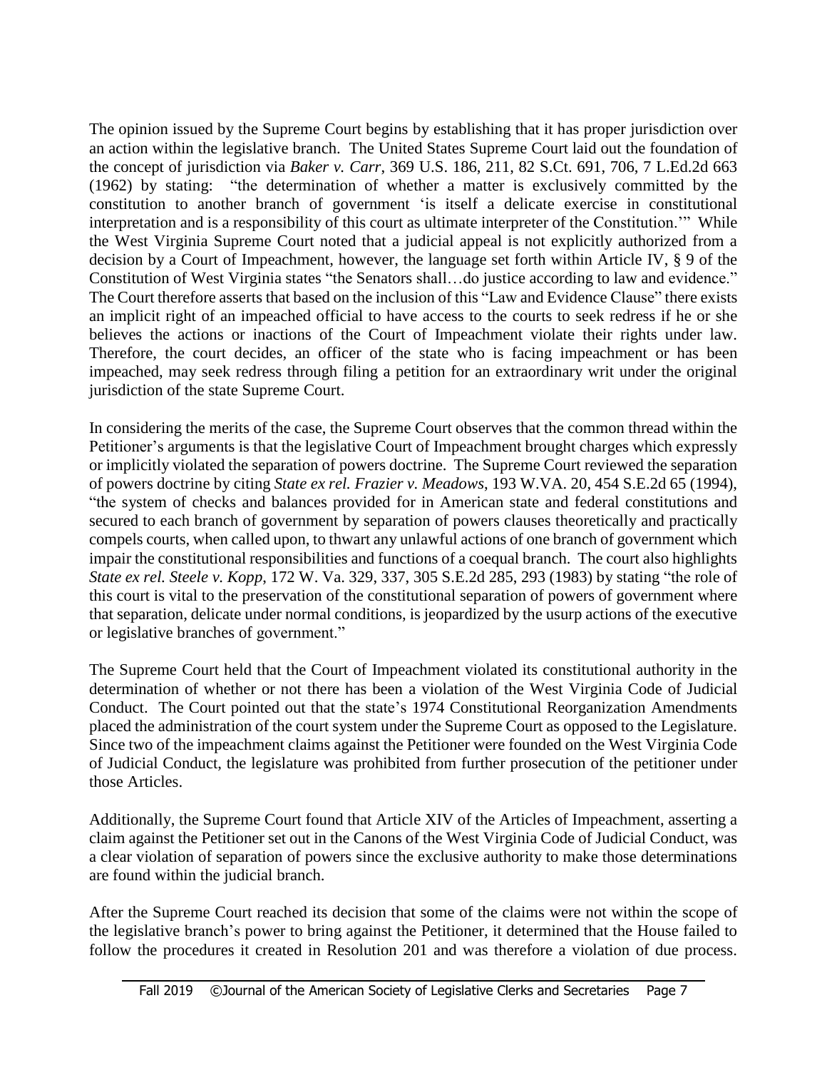The opinion issued by the Supreme Court begins by establishing that it has proper jurisdiction over an action within the legislative branch. The United States Supreme Court laid out the foundation of the concept of jurisdiction via *Baker v. Carr*, 369 U.S. 186, 211, 82 S.Ct. 691, 706, 7 L.Ed.2d 663 (1962) by stating: "the determination of whether a matter is exclusively committed by the constitution to another branch of government 'is itself a delicate exercise in constitutional interpretation and is a responsibility of this court as ultimate interpreter of the Constitution.'" While the West Virginia Supreme Court noted that a judicial appeal is not explicitly authorized from a decision by a Court of Impeachment, however, the language set forth within Article IV, § 9 of the Constitution of West Virginia states "the Senators shall…do justice according to law and evidence." The Court therefore asserts that based on the inclusion of this "Law and Evidence Clause" there exists an implicit right of an impeached official to have access to the courts to seek redress if he or she believes the actions or inactions of the Court of Impeachment violate their rights under law. Therefore, the court decides, an officer of the state who is facing impeachment or has been impeached, may seek redress through filing a petition for an extraordinary writ under the original jurisdiction of the state Supreme Court.

In considering the merits of the case, the Supreme Court observes that the common thread within the Petitioner's arguments is that the legislative Court of Impeachment brought charges which expressly or implicitly violated the separation of powers doctrine. The Supreme Court reviewed the separation of powers doctrine by citing *State ex rel. Frazier v. Meadows*, 193 W.VA. 20, 454 S.E.2d 65 (1994), "the system of checks and balances provided for in American state and federal constitutions and secured to each branch of government by separation of powers clauses theoretically and practically compels courts, when called upon, to thwart any unlawful actions of one branch of government which impair the constitutional responsibilities and functions of a coequal branch. The court also highlights *State ex rel. Steele v. Kopp*, 172 W. Va. 329, 337, 305 S.E.2d 285, 293 (1983) by stating "the role of this court is vital to the preservation of the constitutional separation of powers of government where that separation, delicate under normal conditions, is jeopardized by the usurp actions of the executive or legislative branches of government."

The Supreme Court held that the Court of Impeachment violated its constitutional authority in the determination of whether or not there has been a violation of the West Virginia Code of Judicial Conduct. The Court pointed out that the state's 1974 Constitutional Reorganization Amendments placed the administration of the court system under the Supreme Court as opposed to the Legislature. Since two of the impeachment claims against the Petitioner were founded on the West Virginia Code of Judicial Conduct, the legislature was prohibited from further prosecution of the petitioner under those Articles.

Additionally, the Supreme Court found that Article XIV of the Articles of Impeachment, asserting a claim against the Petitioner set out in the Canons of the West Virginia Code of Judicial Conduct, was a clear violation of separation of powers since the exclusive authority to make those determinations are found within the judicial branch.

After the Supreme Court reached its decision that some of the claims were not within the scope of the legislative branch's power to bring against the Petitioner, it determined that the House failed to follow the procedures it created in Resolution 201 and was therefore a violation of due process.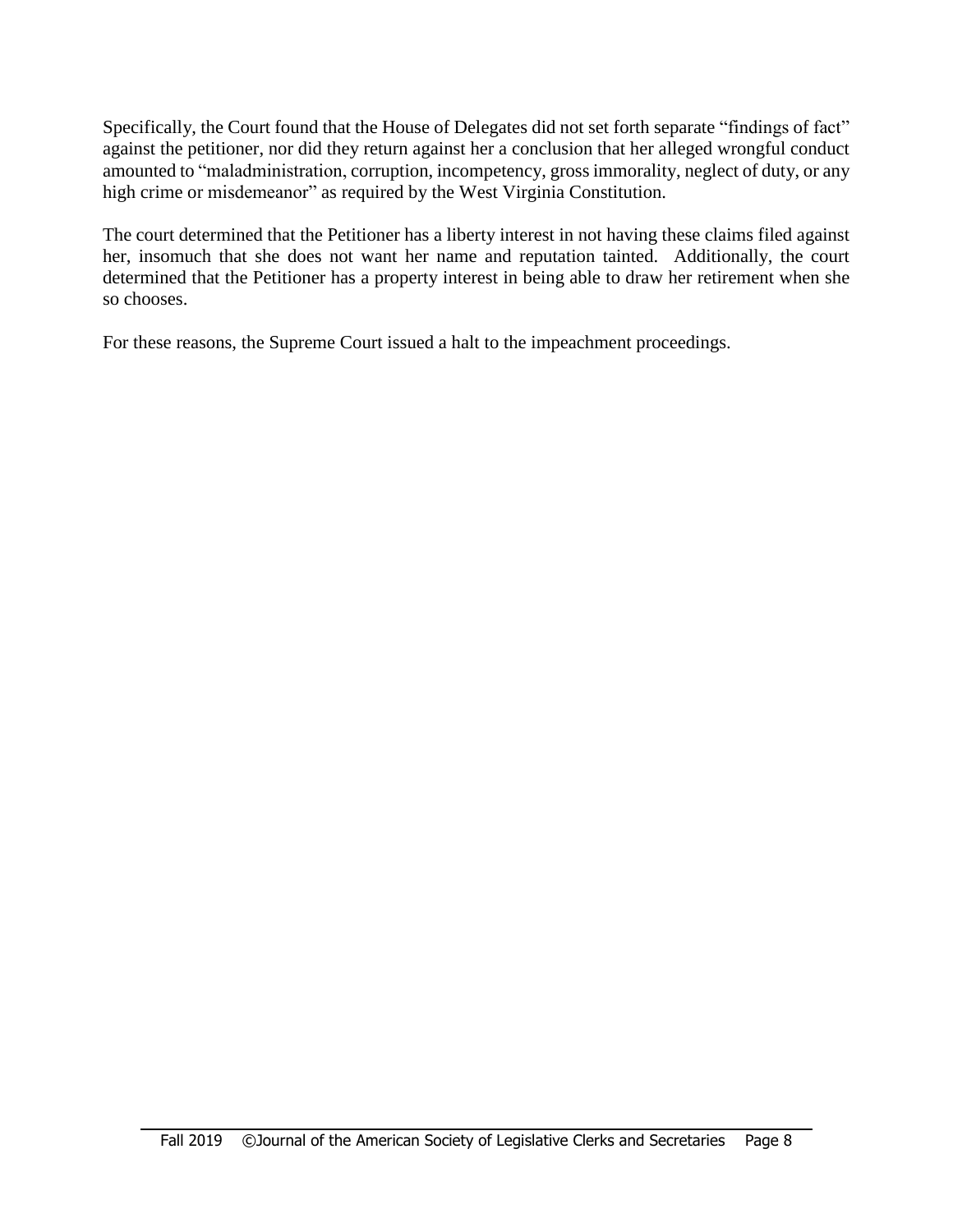Specifically, the Court found that the House of Delegates did not set forth separate "findings of fact" against the petitioner, nor did they return against her a conclusion that her alleged wrongful conduct amounted to "maladministration, corruption, incompetency, gross immorality, neglect of duty, or any high crime or misdemeanor" as required by the West Virginia Constitution.

The court determined that the Petitioner has a liberty interest in not having these claims filed against her, insomuch that she does not want her name and reputation tainted. Additionally, the court determined that the Petitioner has a property interest in being able to draw her retirement when she so chooses.

For these reasons, the Supreme Court issued a halt to the impeachment proceedings.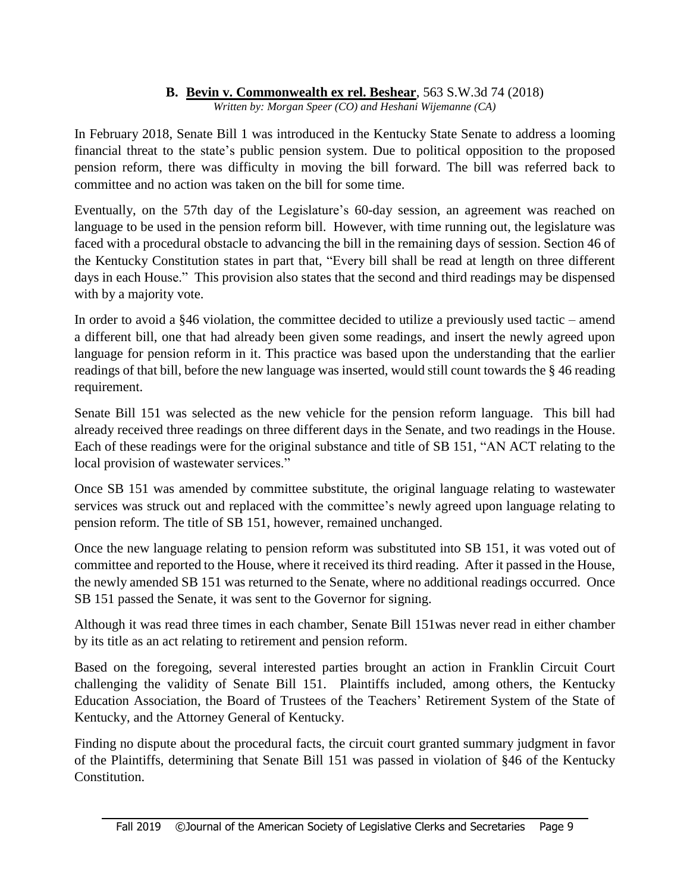### B. Bevin v. Commonwealth ex rel. Beshear, 563 S.W.3d 74 (2018)

*Written by: Morgan Speer (CO) and Heshani Wijemanne (CA)*

In February 2018, Senate Bill 1 was introduced in the Kentucky State Senate to address a looming financial threat to the state's public pension system. Due to political opposition to the proposed pension reform, there was difficulty in moving the bill forward. The bill was referred back to committee and no action was taken on the bill for some time.

Eventually, on the 57th day of the Legislature's 60-day session, an agreement was reached on language to be used in the pension reform bill. However, with time running out, the legislature was faced with a procedural obstacle to advancing the bill in the remaining days of session. Section 46 of the Kentucky Constitution states in part that, "Every bill shall be read at length on three different days in each House." This provision also states that the second and third readings may be dispensed with by a majority vote.

In order to avoid a §46 violation, the committee decided to utilize a previously used tactic – amend a different bill, one that had already been given some readings, and insert the newly agreed upon language for pension reform in it. This practice was based upon the understanding that the earlier readings of that bill, before the new language was inserted, would still count towards the § 46 reading requirement.

Senate Bill 151 was selected as the new vehicle for the pension reform language. This bill had already received three readings on three different days in the Senate, and two readings in the House. Each of these readings were for the original substance and title of SB 151, "AN ACT relating to the local provision of wastewater services."

Once SB 151 was amended by committee substitute, the original language relating to wastewater services was struck out and replaced with the committee's newly agreed upon language relating to pension reform. The title of SB 151, however, remained unchanged.

Once the new language relating to pension reform was substituted into SB 151, it was voted out of committee and reported to the House, where it received its third reading. After it passed in the House, the newly amended SB 151 was returned to the Senate, where no additional readings occurred. Once SB 151 passed the Senate, it was sent to the Governor for signing.

Although it was read three times in each chamber, Senate Bill 151was never read in either chamber by its title as an act relating to retirement and pension reform.

Based on the foregoing, several interested parties brought an action in Franklin Circuit Court challenging the validity of Senate Bill 151. Plaintiffs included, among others, the Kentucky Education Association, the Board of Trustees of the Teachers' Retirement System of the State of Kentucky, and the Attorney General of Kentucky.

Finding no dispute about the procedural facts, the circuit court granted summary judgment in favor of the Plaintiffs, determining that Senate Bill 151 was passed in violation of §46 of the Kentucky Constitution.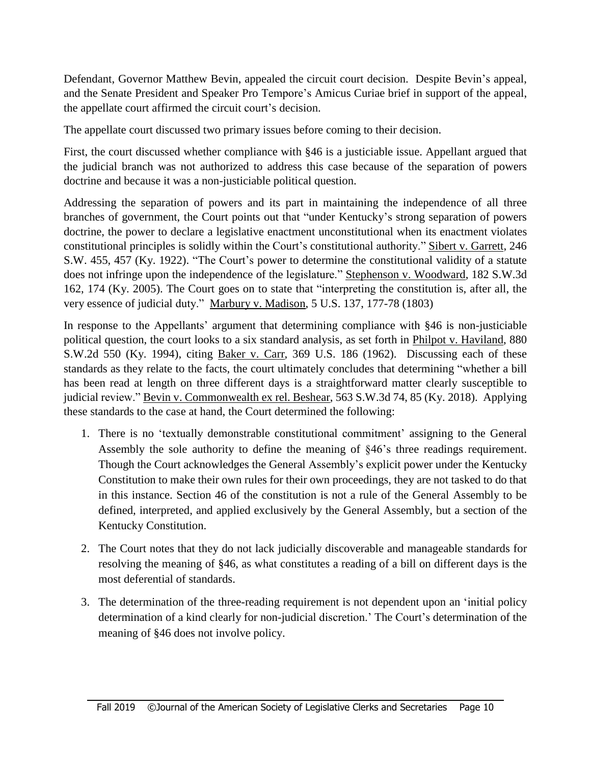Defendant, Governor Matthew Bevin, appealed the circuit court decision. Despite Bevin's appeal, and the Senate President and Speaker Pro Tempore's Amicus Curiae brief in support of the appeal, the appellate court affirmed the circuit court's decision.

The appellate court discussed two primary issues before coming to their decision.

First, the court discussed whether compliance with §46 is a justiciable issue. Appellant argued that the judicial branch was not authorized to address this case because of the separation of powers doctrine and because it was a non-justiciable political question.

Addressing the separation of powers and its part in maintaining the independence of all three branches of government, the Court points out that "under Kentucky's strong separation of powers doctrine, the power to declare a legislative enactment unconstitutional when its enactment violates constitutional principles is solidly within the Court's constitutional authority." Sibert v. Garrett, 246 S.W. 455, 457 (Ky. 1922). "The Court's power to determine the constitutional validity of a statute does not infringe upon the independence of the legislature." Stephenson v. Woodward, 182 S.W.3d 162, 174 (Ky. 2005). The Court goes on to state that "interpreting the constitution is, after all, the very essence of judicial duty." Marbury v. Madison, 5 U.S. 137, 177-78 (1803)

In response to the Appellants' argument that determining compliance with §46 is non-justiciable political question, the court looks to a six standard analysis, as set forth in Philpot v. Haviland, 880 S.W.2d 550 (Ky. 1994), citing Baker v. Carr, 369 U.S. 186 (1962). Discussing each of these standards as they relate to the facts, the court ultimately concludes that determining "whether a bill has been read at length on three different days is a straightforward matter clearly susceptible to judicial review." Bevin v. Commonwealth ex rel. Beshear, 563 S.W.3d 74, 85 (Ky. 2018). Applying these standards to the case at hand, the Court determined the following:

1. There is no 'textually demonstrable constitutional commitment' assigning to the General Assembly the sole authority to define the meaning of §46's three readings requirement. Though the Court acknowledges the General Assembly's explicit power under the Kentucky Constitution to make their own rules for their own proceedings, they are not tasked to do that in this instance. Section 46 of the constitution is not a rule of the General Assembly to be defined, interpreted, and applied exclusively by the General Assembly, but a section of the Kentucky Constitution.

2. The Court notes that they do not lack judicially discoverable and manageable standards for resolving the meaning of §46, as what constitutes a reading of a bill on different days is the most deferential of standards.

3. The determination of the three-reading requirement is not dependent upon an 'initial policy determination of a kind clearly for non-judicial discretion.' The Court's determination of the meaning of §46 does not involve policy.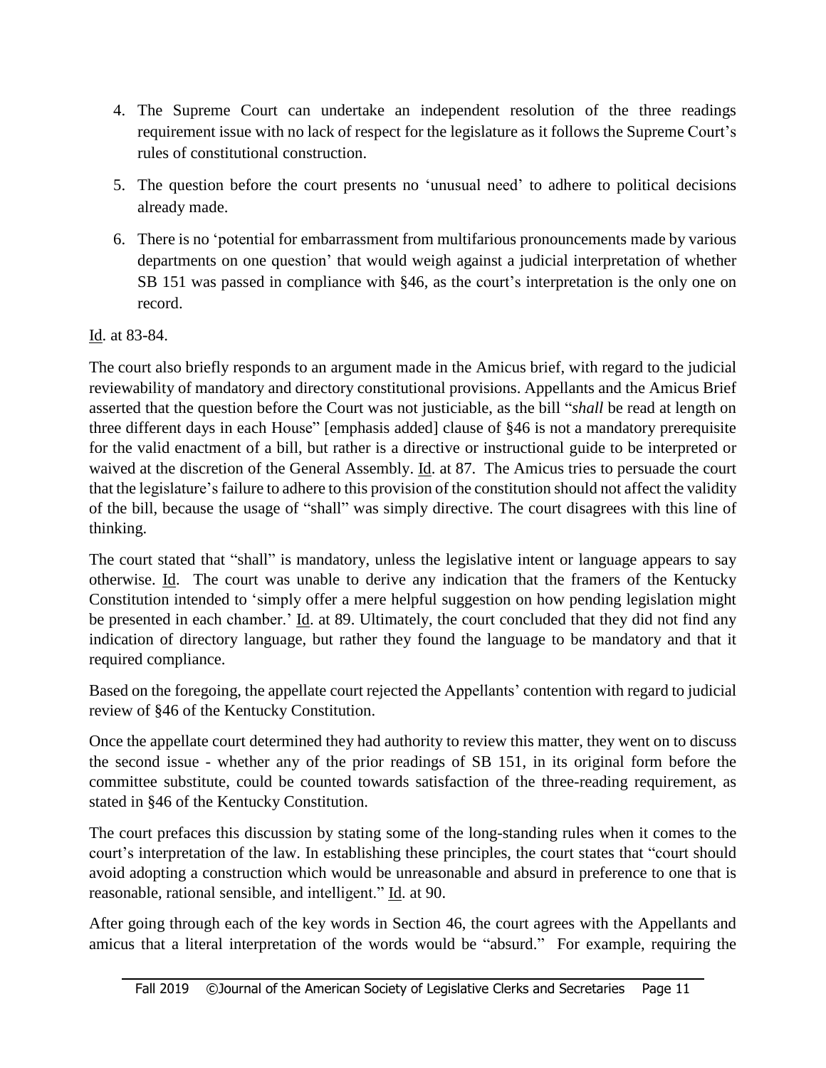4. The Supreme Court can undertake an independent resolution of the three readings requirement issue with no lack of respect for the legislature as it follows the Supreme Court's rules of constitutional construction.
5. The question before the court presents no 'unusual need' to adhere to political decisions already made.
6. There is no 'potential for embarrassment from multifarious pronouncements made by various departments on one question' that would weigh against a judicial interpretation of whether SB 151 was passed in compliance with §46, as the court's interpretation is the only one on record.

Id. at 83-84.

The court also briefly responds to an argument made in the Amicus brief, with regard to the judicial reviewability of mandatory and directory constitutional provisions. Appellants and the Amicus Brief asserted that the question before the Court was not justiciable, as the bill "*shall* be read at length on three different days in each House" [emphasis added] clause of §46 is not a mandatory prerequisite for the valid enactment of a bill, but rather is a directive or instructional guide to be interpreted or waived at the discretion of the General Assembly. Id. at 87. The Amicus tries to persuade the court that the legislature's failure to adhere to this provision of the constitution should not affect the validity of the bill, because the usage of "shall" was simply directive. The court disagrees with this line of thinking.

The court stated that "shall" is mandatory, unless the legislative intent or language appears to say otherwise. Id. The court was unable to derive any indication that the framers of the Kentucky Constitution intended to 'simply offer a mere helpful suggestion on how pending legislation might be presented in each chamber.' Id. at 89. Ultimately, the court concluded that they did not find any indication of directory language, but rather they found the language to be mandatory and that it required compliance.

Based on the foregoing, the appellate court rejected the Appellants' contention with regard to judicial review of §46 of the Kentucky Constitution.

Once the appellate court determined they had authority to review this matter, they went on to discuss the second issue - whether any of the prior readings of SB 151, in its original form before the committee substitute, could be counted towards satisfaction of the three-reading requirement, as stated in §46 of the Kentucky Constitution.

The court prefaces this discussion by stating some of the long-standing rules when it comes to the court's interpretation of the law. In establishing these principles, the court states that "court should avoid adopting a construction which would be unreasonable and absurd in preference to one that is reasonable, rational sensible, and intelligent." Id. at 90.

After going through each of the key words in Section 46, the court agrees with the Appellants and amicus that a literal interpretation of the words would be "absurd." For example, requiring the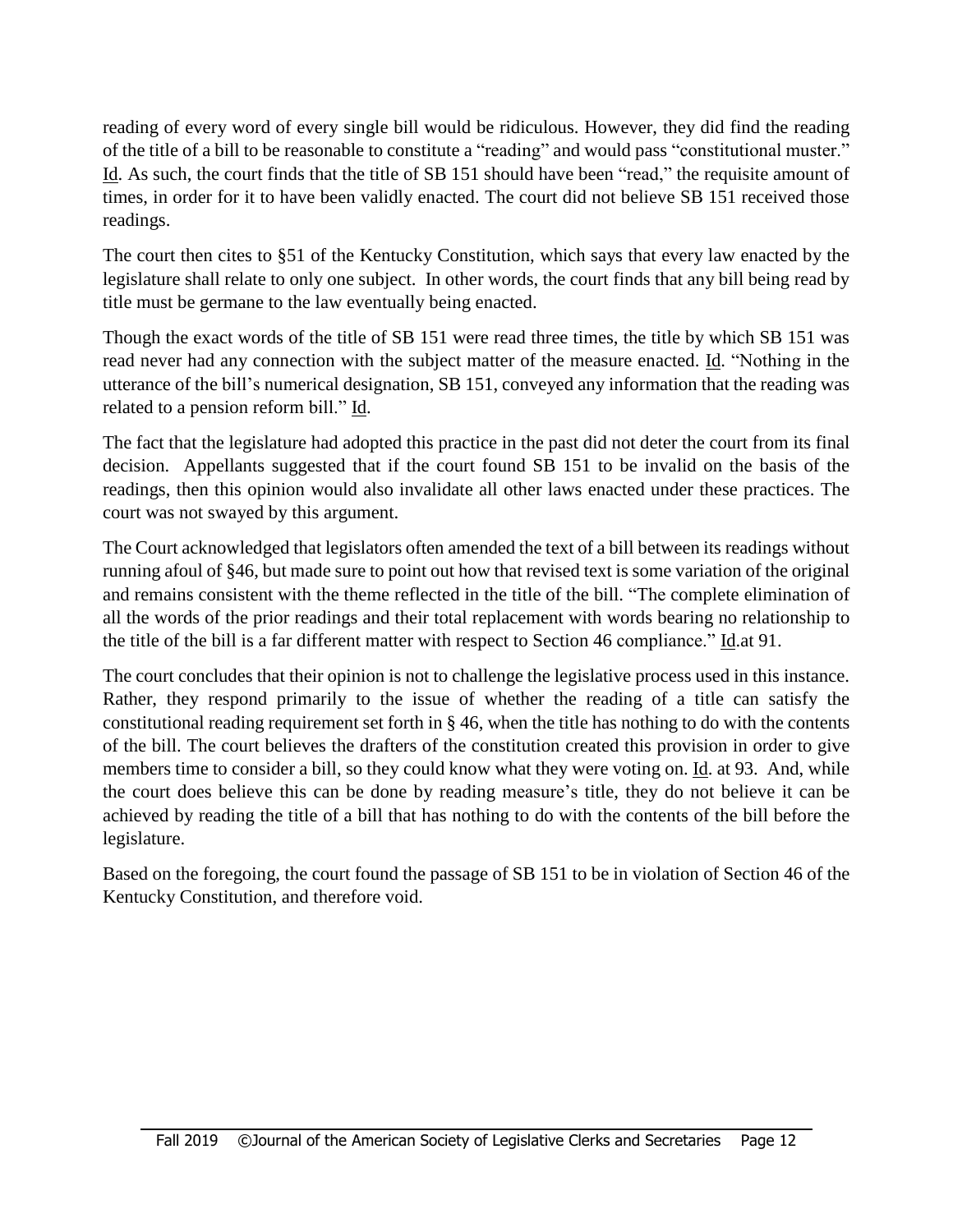reading of every word of every single bill would be ridiculous. However, they did find the reading of the title of a bill to be reasonable to constitute a "reading" and would pass "constitutional muster." Id. As such, the court finds that the title of SB 151 should have been "read," the requisite amount of times, in order for it to have been validly enacted. The court did not believe SB 151 received those readings.

The court then cites to §51 of the Kentucky Constitution, which says that every law enacted by the legislature shall relate to only one subject. In other words, the court finds that any bill being read by title must be germane to the law eventually being enacted.

Though the exact words of the title of SB 151 were read three times, the title by which SB 151 was read never had any connection with the subject matter of the measure enacted. Id. "Nothing in the utterance of the bill's numerical designation, SB 151, conveyed any information that the reading was related to a pension reform bill." Id.

The fact that the legislature had adopted this practice in the past did not deter the court from its final decision. Appellants suggested that if the court found SB 151 to be invalid on the basis of the readings, then this opinion would also invalidate all other laws enacted under these practices. The court was not swayed by this argument.

The Court acknowledged that legislators often amended the text of a bill between its readings without running afoul of §46, but made sure to point out how that revised text is some variation of the original and remains consistent with the theme reflected in the title of the bill. "The complete elimination of all the words of the prior readings and their total replacement with words bearing no relationship to the title of the bill is a far different matter with respect to Section 46 compliance." Id.at 91.

The court concludes that their opinion is not to challenge the legislative process used in this instance. Rather, they respond primarily to the issue of whether the reading of a title can satisfy the constitutional reading requirement set forth in § 46, when the title has nothing to do with the contents of the bill. The court believes the drafters of the constitution created this provision in order to give members time to consider a bill, so they could know what they were voting on. Id. at 93. And, while the court does believe this can be done by reading measure's title, they do not believe it can be achieved by reading the title of a bill that has nothing to do with the contents of the bill before the legislature.

Based on the foregoing, the court found the passage of SB 151 to be in violation of Section 46 of the Kentucky Constitution, and therefore void.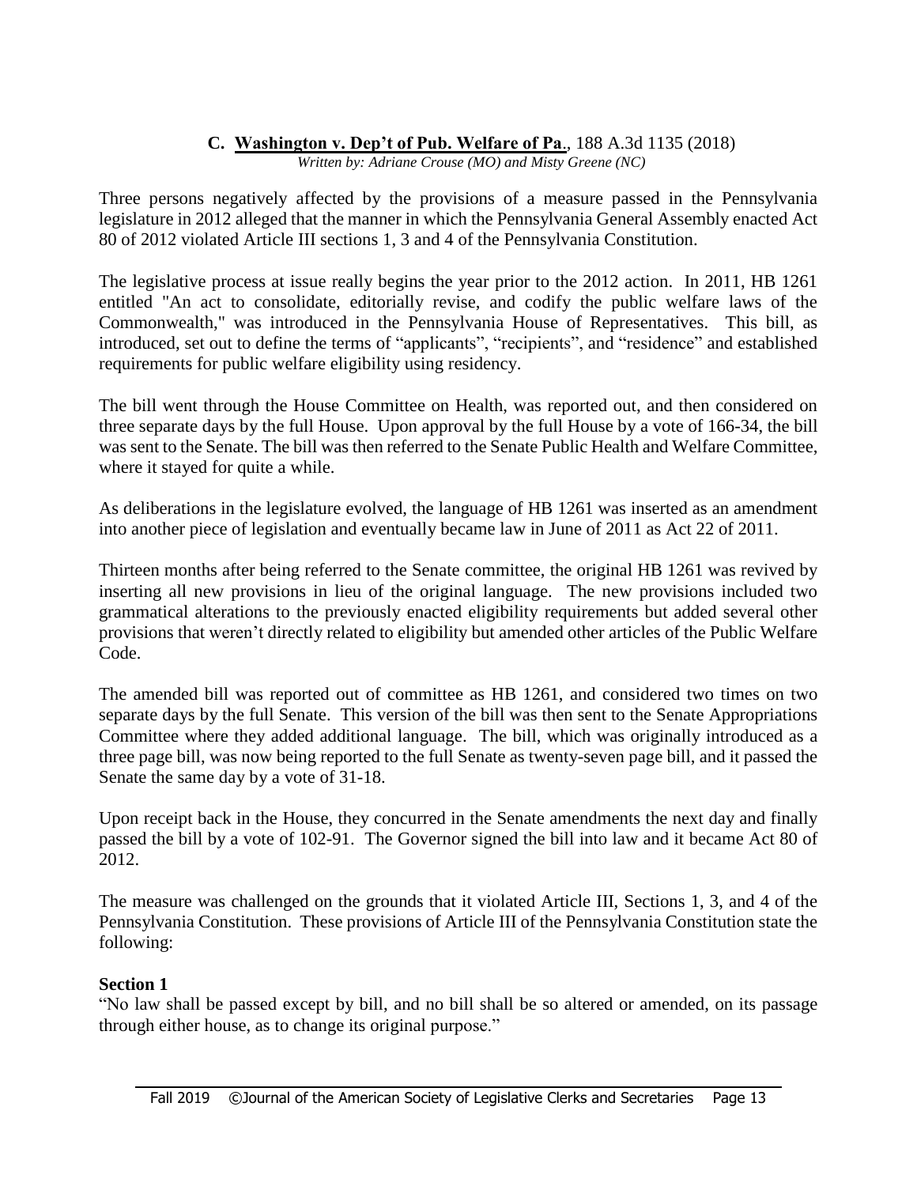### C. Washington v. Dep't of Pub. Welfare of Pa., 188 A.3d 1135 (2018)

*Written by: Adriane Crouse (MO) and Misty Greene (NC)*

Three persons negatively affected by the provisions of a measure passed in the Pennsylvania legislature in 2012 alleged that the manner in which the Pennsylvania General Assembly enacted Act 80 of 2012 violated Article III sections 1, 3 and 4 of the Pennsylvania Constitution.

The legislative process at issue really begins the year prior to the 2012 action. In 2011, HB 1261 entitled "An act to consolidate, editorially revise, and codify the public welfare laws of the Commonwealth," was introduced in the Pennsylvania House of Representatives. This bill, as introduced, set out to define the terms of "applicants", "recipients", and "residence" and established requirements for public welfare eligibility using residency.

The bill went through the House Committee on Health, was reported out, and then considered on three separate days by the full House. Upon approval by the full House by a vote of 166-34, the bill was sent to the Senate. The bill was then referred to the Senate Public Health and Welfare Committee, where it stayed for quite a while.

As deliberations in the legislature evolved, the language of HB 1261 was inserted as an amendment into another piece of legislation and eventually became law in June of 2011 as Act 22 of 2011.

Thirteen months after being referred to the Senate committee, the original HB 1261 was revived by inserting all new provisions in lieu of the original language. The new provisions included two grammatical alterations to the previously enacted eligibility requirements but added several other provisions that weren't directly related to eligibility but amended other articles of the Public Welfare Code.

The amended bill was reported out of committee as HB 1261, and considered two times on two separate days by the full Senate. This version of the bill was then sent to the Senate Appropriations Committee where they added additional language. The bill, which was originally introduced as a three page bill, was now being reported to the full Senate as twenty-seven page bill, and it passed the Senate the same day by a vote of 31-18.

Upon receipt back in the House, they concurred in the Senate amendments the next day and finally passed the bill by a vote of 102-91. The Governor signed the bill into law and it became Act 80 of 2012.

The measure was challenged on the grounds that it violated Article III, Sections 1, 3, and 4 of the Pennsylvania Constitution. These provisions of Article III of the Pennsylvania Constitution state the following:

**Section 1**

"No law shall be passed except by bill, and no bill shall be so altered or amended, on its passage through either house, as to change its original purpose."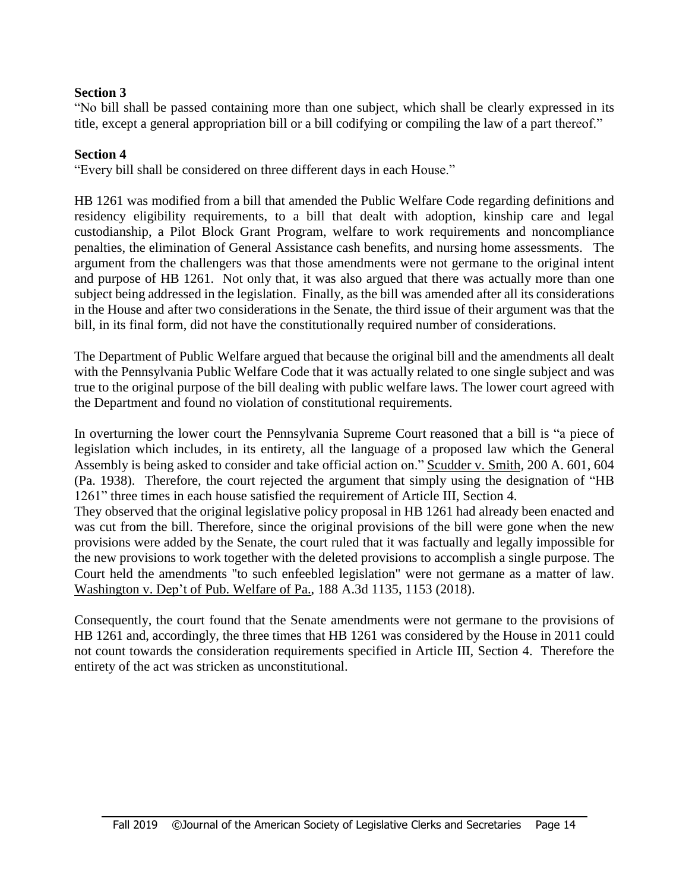**Section 3**

"No bill shall be passed containing more than one subject, which shall be clearly expressed in its title, except a general appropriation bill or a bill codifying or compiling the law of a part thereof."

**Section 4**

"Every bill shall be considered on three different days in each House."

HB 1261 was modified from a bill that amended the Public Welfare Code regarding definitions and residency eligibility requirements, to a bill that dealt with adoption, kinship care and legal custodianship, a Pilot Block Grant Program, welfare to work requirements and noncompliance penalties, the elimination of General Assistance cash benefits, and nursing home assessments. The argument from the challengers was that those amendments were not germane to the original intent and purpose of HB 1261. Not only that, it was also argued that there was actually more than one subject being addressed in the legislation. Finally, as the bill was amended after all its considerations in the House and after two considerations in the Senate, the third issue of their argument was that the bill, in its final form, did not have the constitutionally required number of considerations.

The Department of Public Welfare argued that because the original bill and the amendments all dealt with the Pennsylvania Public Welfare Code that it was actually related to one single subject and was true to the original purpose of the bill dealing with public welfare laws. The lower court agreed with the Department and found no violation of constitutional requirements.

In overturning the lower court the Pennsylvania Supreme Court reasoned that a bill is "a piece of legislation which includes, in its entirety, all the language of a proposed law which the General Assembly is being asked to consider and take official action on." Scudder v. Smith, 200 A. 601, 604 (Pa. 1938). Therefore, the court rejected the argument that simply using the designation of "HB 1261" three times in each house satisfied the requirement of Article III, Section 4.

They observed that the original legislative policy proposal in HB 1261 had already been enacted and was cut from the bill. Therefore, since the original provisions of the bill were gone when the new provisions were added by the Senate, the court ruled that it was factually and legally impossible for the new provisions to work together with the deleted provisions to accomplish a single purpose. The Court held the amendments "to such enfeebled legislation" were not germane as a matter of law. Washington v. Dep't of Pub. Welfare of Pa., 188 A.3d 1135, 1153 (2018).

Consequently, the court found that the Senate amendments were not germane to the provisions of HB 1261 and, accordingly, the three times that HB 1261 was considered by the House in 2011 could not count towards the consideration requirements specified in Article III, Section 4. Therefore the entirety of the act was stricken as unconstitutional.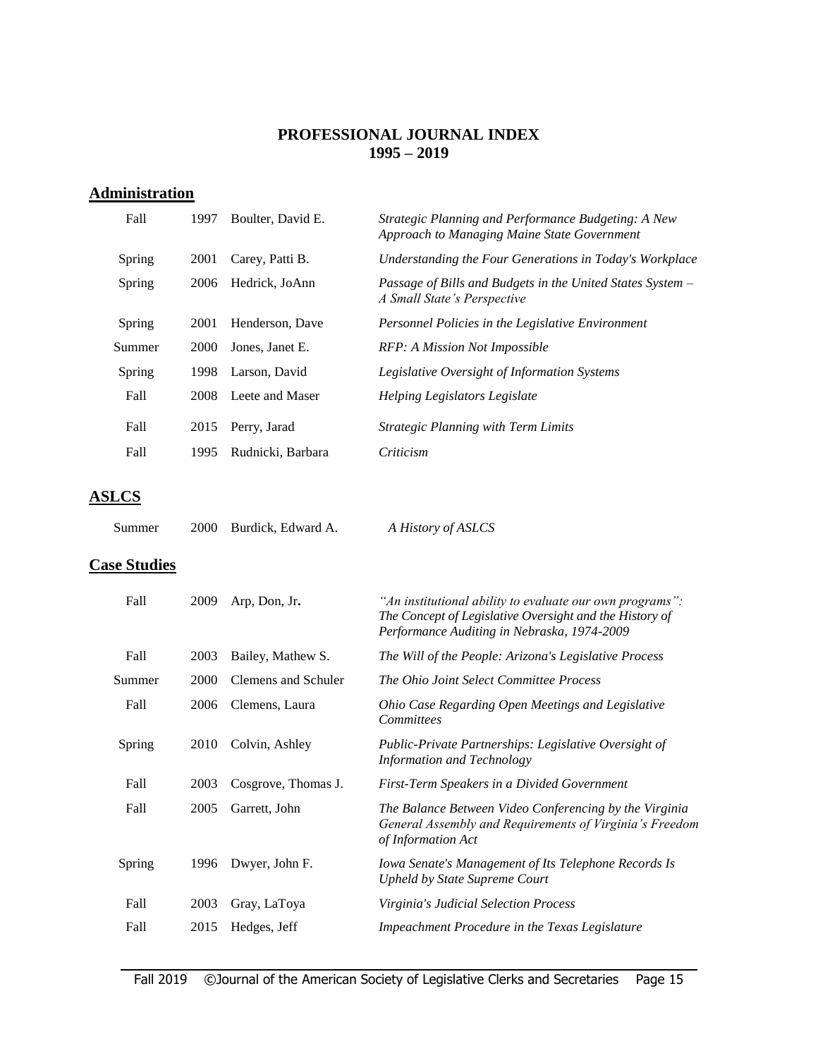**PROFESSIONAL JOURNAL INDEX**
**1995 – 2019**

## Administration

| | | | |
|---|---|---|---|
| Fall | 1997 | Boulter, David E. | *Strategic Planning and Performance Budgeting: A New Approach to Managing Maine State Government* |
| Spring | 2001 | Carey, Patti B. | *Understanding the Four Generations in Today's Workplace* |
| Spring | 2006 | Hedrick, JoAnn | *Passage of Bills and Budgets in the United States System – A Small State's Perspective* |
| Spring | 2001 | Henderson, Dave | *Personnel Policies in the Legislative Environment* |
| Summer | 2000 | Jones, Janet E. | *RFP: A Mission Not Impossible* |
| Spring | 1998 | Larson, David | *Legislative Oversight of Information Systems* |
| Fall | 2008 | Leete and Maser | *Helping Legislators Legislate* |
| Fall | 2015 | Perry, Jarad | *Strategic Planning with Term Limits* |
| Fall | 1995 | Rudnicki, Barbara | *Criticism* |

## ASLCS

| | | | |
|---|---|---|---|
| Summer | 2000 | Burdick, Edward A. | *A History of ASLCS* |

## Case Studies

| | | | |
|---|---|---|---|
| Fall | 2009 | Arp, Don, Jr. | *"An institutional ability to evaluate our own programs": The Concept of Legislative Oversight and the History of Performance Auditing in Nebraska, 1974-2009* |
| Fall | 2003 | Bailey, Mathew S. | *The Will of the People: Arizona's Legislative Process* |
| Summer | 2000 | Clemens and Schuler | *The Ohio Joint Select Committee Process* |
| Fall | 2006 | Clemens, Laura | *Ohio Case Regarding Open Meetings and Legislative Committees* |
| Spring | 2010 | Colvin, Ashley | *Public-Private Partnerships: Legislative Oversight of Information and Technology* |
| Fall | 2003 | Cosgrove, Thomas J. | *First-Term Speakers in a Divided Government* |
| Fall | 2005 | Garrett, John | *The Balance Between Video Conferencing by the Virginia General Assembly and Requirements of Virginia's Freedom of Information Act* |
| Spring | 1996 | Dwyer, John F. | *Iowa Senate's Management of Its Telephone Records Is Upheld by State Supreme Court* |
| Fall | 2003 | Gray, LaToya | *Virginia's Judicial Selection Process* |
| Fall | 2015 | Hedges, Jeff | *Impeachment Procedure in the Texas Legislature* |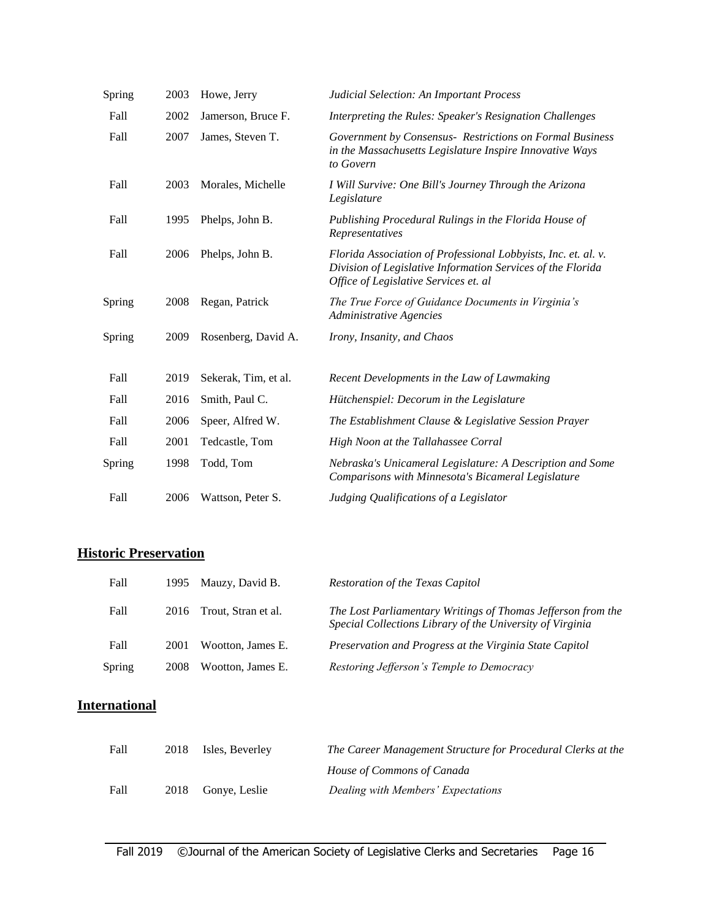| | | | |
|---|---|---|---|
| Spring | 2003 | Howe, Jerry | *Judicial Selection: An Important Process* |
| Fall | 2002 | Jamerson, Bruce F. | *Interpreting the Rules: Speaker's Resignation Challenges* |
| Fall | 2007 | James, Steven T. | *Government by Consensus- Restrictions on Formal Business in the Massachusetts Legislature Inspire Innovative Ways to Govern* |
| Fall | 2003 | Morales, Michelle | *I Will Survive: One Bill's Journey Through the Arizona Legislature* |
| Fall | 1995 | Phelps, John B. | *Publishing Procedural Rulings in the Florida House of Representatives* |
| Fall | 2006 | Phelps, John B. | *Florida Association of Professional Lobbyists, Inc. et. al. v. Division of Legislative Information Services of the Florida Office of Legislative Services et. al* |
| Spring | 2008 | Regan, Patrick | *The True Force of Guidance Documents in Virginia's Administrative Agencies* |
| Spring | 2009 | Rosenberg, David A. | *Irony, Insanity, and Chaos* |
| Fall | 2019 | Sekerak, Tim, et al. | *Recent Developments in the Law of Lawmaking* |
| Fall | 2016 | Smith, Paul C. | *Hütchenspiel: Decorum in the Legislature* |
| Fall | 2006 | Speer, Alfred W. | *The Establishment Clause & Legislative Session Prayer* |
| Fall | 2001 | Tedcastle, Tom | *High Noon at the Tallahassee Corral* |
| Spring | 1998 | Todd, Tom | *Nebraska's Unicameral Legislature: A Description and Some Comparisons with Minnesota's Bicameral Legislature* |
| Fall | 2006 | Wattson, Peter S. | *Judging Qualifications of a Legislator* |

## Historic Preservation

| | | | |
|---|---|---|---|
| Fall | 1995 | Mauzy, David B. | *Restoration of the Texas Capitol* |
| Fall | 2016 | Trout, Stran et al. | *The Lost Parliamentary Writings of Thomas Jefferson from the Special Collections Library of the University of Virginia* |
| Fall | 2001 | Wootton, James E. | *Preservation and Progress at the Virginia State Capitol* |
| Spring | 2008 | Wootton, James E. | *Restoring Jefferson's Temple to Democracy* |

## International

| | | | |
|---|---|---|---|
| Fall | 2018 | Isles, Beverley | *The Career Management Structure for Procedural Clerks at the House of Commons of Canada* |
| Fall | 2018 | Gonye, Leslie | *Dealing with Members' Expectations* |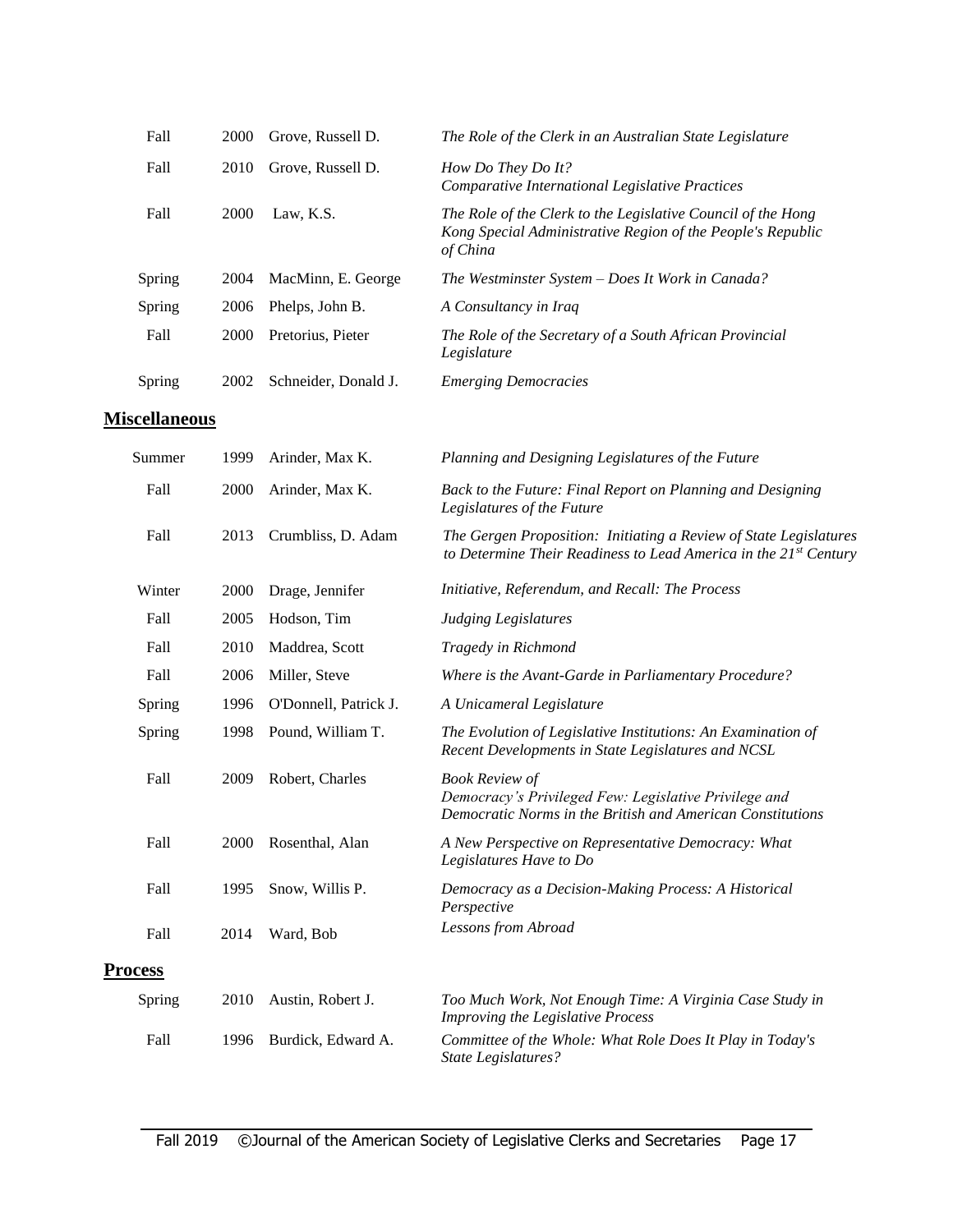| | | | |
|---|---|---|---|
| Fall | 2000 | Grove, Russell D. | *The Role of the Clerk in an Australian State Legislature* |
| Fall | 2010 | Grove, Russell D. | *How Do They Do It? Comparative International Legislative Practices* |
| Fall | 2000 | Law, K.S. | *The Role of the Clerk to the Legislative Council of the Hong Kong Special Administrative Region of the People's Republic of China* |
| Spring | 2004 | MacMinn, E. George | *The Westminster System – Does It Work in Canada?* |
| Spring | 2006 | Phelps, John B. | *A Consultancy in Iraq* |
| Fall | 2000 | Pretorius, Pieter | *The Role of the Secretary of a South African Provincial Legislature* |
| Spring | 2002 | Schneider, Donald J. | *Emerging Democracies* |

## Miscellaneous

| | | | |
|---|---|---|---|
| Summer | 1999 | Arinder, Max K. | *Planning and Designing Legislatures of the Future* |
| Fall | 2000 | Arinder, Max K. | *Back to the Future: Final Report on Planning and Designing Legislatures of the Future* |
| Fall | 2013 | Crumbliss, D. Adam | *The Gergen Proposition: Initiating a Review of State Legislatures to Determine Their Readiness to Lead America in the 21st Century* |
| Winter | 2000 | Drage, Jennifer | *Initiative, Referendum, and Recall: The Process* |
| Fall | 2005 | Hodson, Tim | *Judging Legislatures* |
| Fall | 2010 | Maddrea, Scott | *Tragedy in Richmond* |
| Fall | 2006 | Miller, Steve | *Where is the Avant-Garde in Parliamentary Procedure?* |
| Spring | 1996 | O'Donnell, Patrick J. | *A Unicameral Legislature* |
| Spring | 1998 | Pound, William T. | *The Evolution of Legislative Institutions: An Examination of Recent Developments in State Legislatures and NCSL* |
| Fall | 2009 | Robert, Charles | *Book Review of Democracy's Privileged Few: Legislative Privilege and Democratic Norms in the British and American Constitutions* |
| Fall | 2000 | Rosenthal, Alan | *A New Perspective on Representative Democracy: What Legislatures Have to Do* |
| Fall | 1995 | Snow, Willis P. | *Democracy as a Decision-Making Process: A Historical Perspective* |
| Fall | 2014 | Ward, Bob | *Lessons from Abroad* |

## Process

| | | | |
|---|---|---|---|
| Spring | 2010 | Austin, Robert J. | *Too Much Work, Not Enough Time: A Virginia Case Study in Improving the Legislative Process* |
| Fall | 1996 | Burdick, Edward A. | *Committee of the Whole: What Role Does It Play in Today's State Legislatures?* |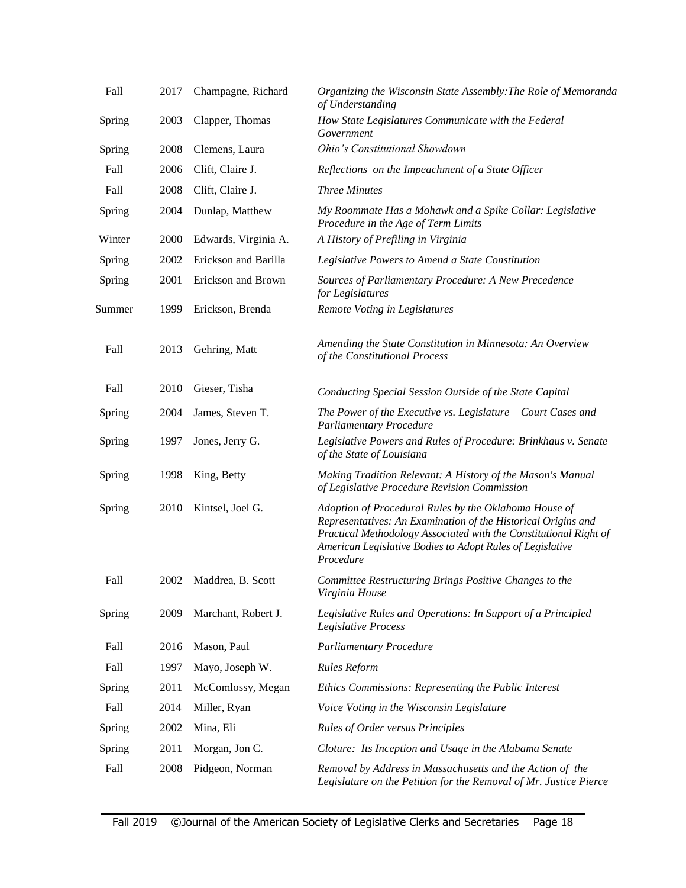| | | | |
|---|---|---|---|
| Fall | 2017 | Champagne, Richard | *Organizing the Wisconsin State Assembly:The Role of Memoranda of Understanding* |
| Spring | 2003 | Clapper, Thomas | *How State Legislatures Communicate with the Federal Government* |
| Spring | 2008 | Clemens, Laura | *Ohio's Constitutional Showdown* |
| Fall | 2006 | Clift, Claire J. | *Reflections on the Impeachment of a State Officer* |
| Fall | 2008 | Clift, Claire J. | *Three Minutes* |
| Spring | 2004 | Dunlap, Matthew | *My Roommate Has a Mohawk and a Spike Collar: Legislative Procedure in the Age of Term Limits* |
| Winter | 2000 | Edwards, Virginia A. | *A History of Prefiling in Virginia* |
| Spring | 2002 | Erickson and Barilla | *Legislative Powers to Amend a State Constitution* |
| Spring | 2001 | Erickson and Brown | *Sources of Parliamentary Procedure: A New Precedence for Legislatures* |
| Summer | 1999 | Erickson, Brenda | *Remote Voting in Legislatures* |
| Fall | 2013 | Gehring, Matt | *Amending the State Constitution in Minnesota: An Overview of the Constitutional Process* |
| Fall | 2010 | Gieser, Tisha | *Conducting Special Session Outside of the State Capital* |
| Spring | 2004 | James, Steven T. | *The Power of the Executive vs. Legislature – Court Cases and Parliamentary Procedure* |
| Spring | 1997 | Jones, Jerry G. | *Legislative Powers and Rules of Procedure: Brinkhaus v. Senate of the State of Louisiana* |
| Spring | 1998 | King, Betty | *Making Tradition Relevant: A History of the Mason's Manual of Legislative Procedure Revision Commission* |
| Spring | 2010 | Kintsel, Joel G. | *Adoption of Procedural Rules by the Oklahoma House of Representatives: An Examination of the Historical Origins and Practical Methodology Associated with the Constitutional Right of American Legislative Bodies to Adopt Rules of Legislative Procedure* |
| Fall | 2002 | Maddrea, B. Scott | *Committee Restructuring Brings Positive Changes to the Virginia House* |
| Spring | 2009 | Marchant, Robert J. | *Legislative Rules and Operations: In Support of a Principled Legislative Process* |
| Fall | 2016 | Mason, Paul | *Parliamentary Procedure* |
| Fall | 1997 | Mayo, Joseph W. | *Rules Reform* |
| Spring | 2011 | McComlossy, Megan | *Ethics Commissions: Representing the Public Interest* |
| Fall | 2014 | Miller, Ryan | *Voice Voting in the Wisconsin Legislature* |
| Spring | 2002 | Mina, Eli | *Rules of Order versus Principles* |
| Spring | 2011 | Morgan, Jon C. | *Cloture: Its Inception and Usage in the Alabama Senate* |
| Fall | 2008 | Pidgeon, Norman | *Removal by Address in Massachusetts and the Action of the Legislature on the Petition for the Removal of Mr. Justice Pierce* |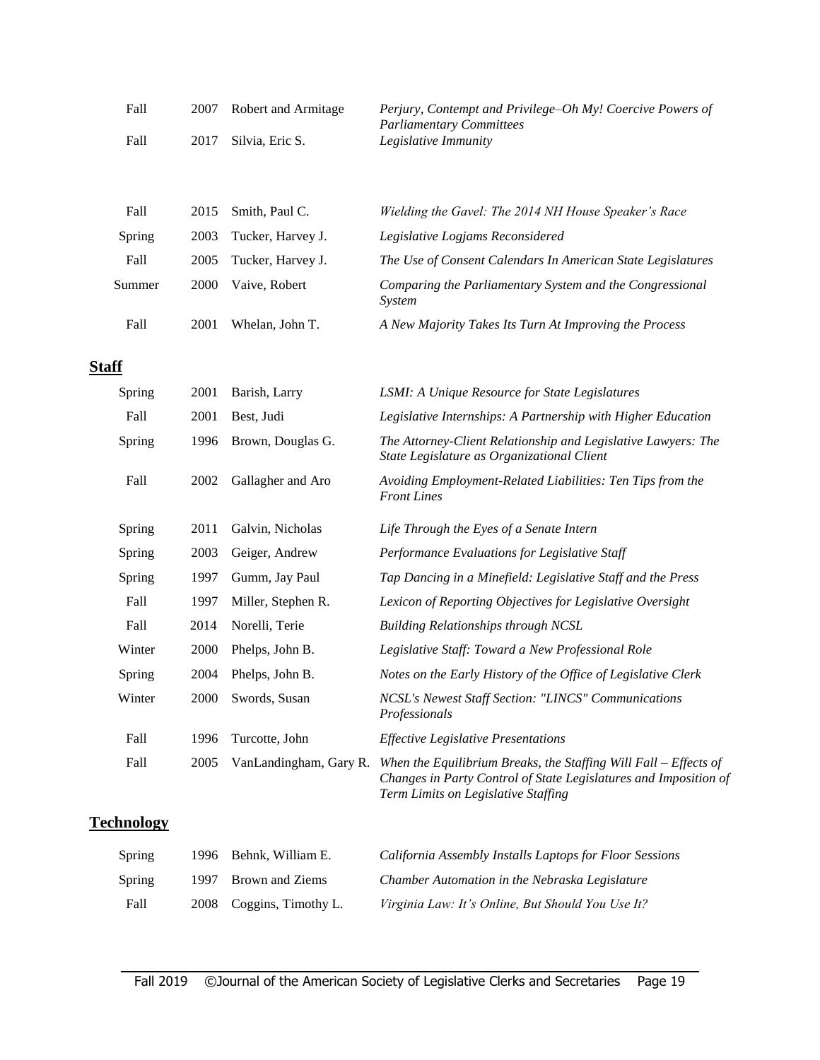| | | | |
|---|---|---|---|
| Fall | 2007 | Robert and Armitage | *Perjury, Contempt and Privilege–Oh My! Coercive Powers of Parliamentary Committees* |
| Fall | 2017 | Silvia, Eric S. | *Legislative Immunity* |

| | | | |
|---|---|---|---|
| Fall | 2015 | Smith, Paul C. | *Wielding the Gavel: The 2014 NH House Speaker's Race* |
| Spring | 2003 | Tucker, Harvey J. | *Legislative Logjams Reconsidered* |
| Fall | 2005 | Tucker, Harvey J. | *The Use of Consent Calendars In American State Legislatures* |
| Summer | 2000 | Vaive, Robert | *Comparing the Parliamentary System and the Congressional System* |
| Fall | 2001 | Whelan, John T. | *A New Majority Takes Its Turn At Improving the Process* |

## **Staff**

| | | | |
|---|---|---|---|
| Spring | 2001 | Barish, Larry | *LSMI: A Unique Resource for State Legislatures* |
| Fall | 2001 | Best, Judi | *Legislative Internships: A Partnership with Higher Education* |
| Spring | 1996 | Brown, Douglas G. | *The Attorney-Client Relationship and Legislative Lawyers: The State Legislature as Organizational Client* |
| Fall | 2002 | Gallagher and Aro | *Avoiding Employment-Related Liabilities: Ten Tips from the Front Lines* |
| Spring | 2011 | Galvin, Nicholas | *Life Through the Eyes of a Senate Intern* |
| Spring | 2003 | Geiger, Andrew | *Performance Evaluations for Legislative Staff* |
| Spring | 1997 | Gumm, Jay Paul | *Tap Dancing in a Minefield: Legislative Staff and the Press* |
| Fall | 1997 | Miller, Stephen R. | *Lexicon of Reporting Objectives for Legislative Oversight* |
| Fall | 2014 | Norelli, Terie | *Building Relationships through NCSL* |
| Winter | 2000 | Phelps, John B. | *Legislative Staff: Toward a New Professional Role* |
| Spring | 2004 | Phelps, John B. | *Notes on the Early History of the Office of Legislative Clerk* |
| Winter | 2000 | Swords, Susan | *NCSL's Newest Staff Section: "LINCS" Communications Professionals* |
| Fall | 1996 | Turcotte, John | *Effective Legislative Presentations* |
| Fall | 2005 | VanLandingham, Gary R. | *When the Equilibrium Breaks, the Staffing Will Fall – Effects of Changes in Party Control of State Legislatures and Imposition of Term Limits on Legislative Staffing* |

## **Technology**

| | | | |
|---|---|---|---|
| Spring | 1996 | Behnk, William E. | *California Assembly Installs Laptops for Floor Sessions* |
| Spring | 1997 | Brown and Ziems | *Chamber Automation in the Nebraska Legislature* |
| Fall | 2008 | Coggins, Timothy L. | *Virginia Law: It's Online, But Should You Use It?* |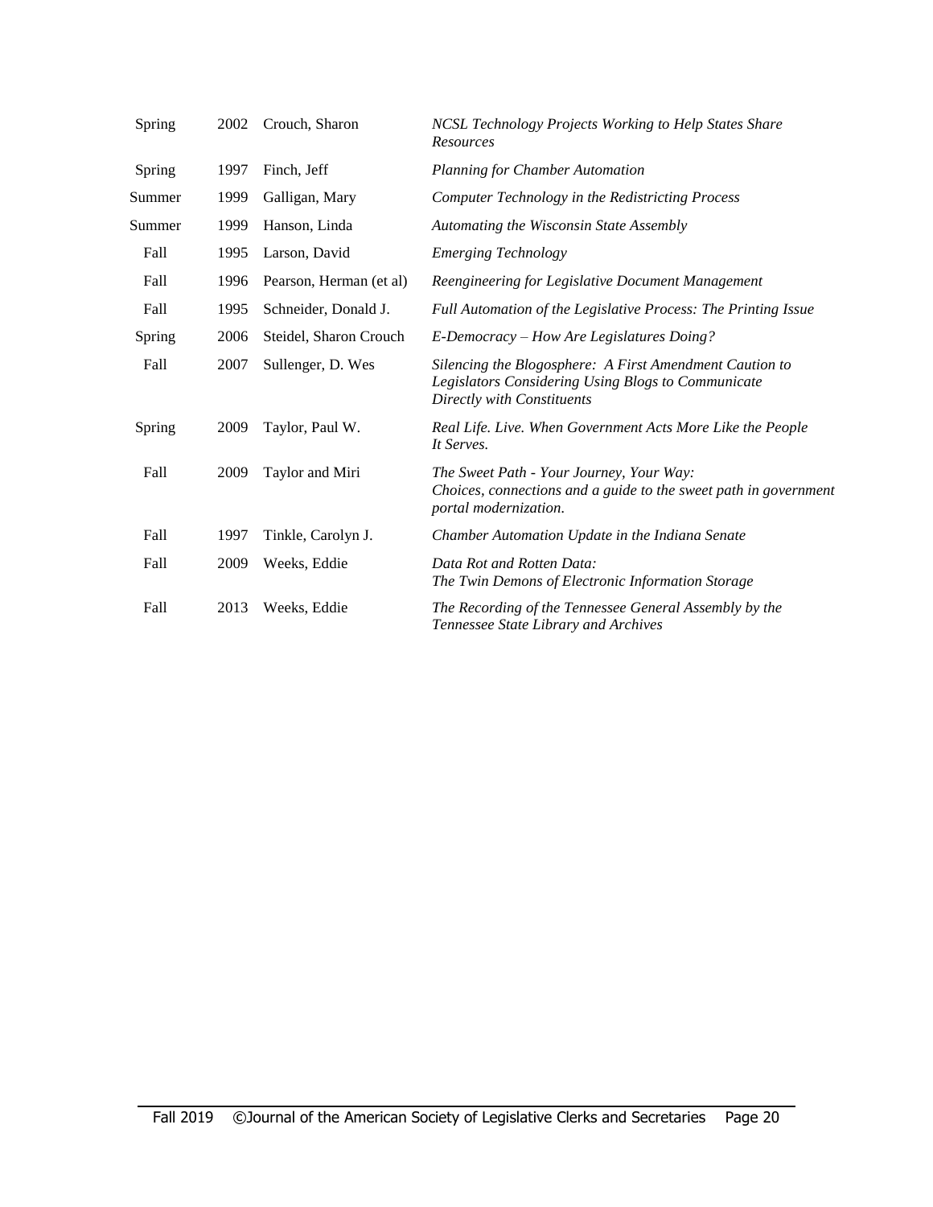| | | | |
|---|---|---|---|
| Spring | 2002 | Crouch, Sharon | *NCSL Technology Projects Working to Help States Share Resources* |
| Spring | 1997 | Finch, Jeff | *Planning for Chamber Automation* |
| Summer | 1999 | Galligan, Mary | *Computer Technology in the Redistricting Process* |
| Summer | 1999 | Hanson, Linda | *Automating the Wisconsin State Assembly* |
| Fall | 1995 | Larson, David | *Emerging Technology* |
| Fall | 1996 | Pearson, Herman (et al) | *Reengineering for Legislative Document Management* |
| Fall | 1995 | Schneider, Donald J. | *Full Automation of the Legislative Process: The Printing Issue* |
| Spring | 2006 | Steidel, Sharon Crouch | *E-Democracy – How Are Legislatures Doing?* |
| Fall | 2007 | Sullenger, D. Wes | *Silencing the Blogosphere: A First Amendment Caution to Legislators Considering Using Blogs to Communicate Directly with Constituents* |
| Spring | 2009 | Taylor, Paul W. | *Real Life. Live. When Government Acts More Like the People It Serves.* |
| Fall | 2009 | Taylor and Miri | *The Sweet Path - Your Journey, Your Way: Choices, connections and a guide to the sweet path in government portal modernization.* |
| Fall | 1997 | Tinkle, Carolyn J. | *Chamber Automation Update in the Indiana Senate* |
| Fall | 2009 | Weeks, Eddie | *Data Rot and Rotten Data: The Twin Demons of Electronic Information Storage* |
| Fall | 2013 | Weeks, Eddie | *The Recording of the Tennessee General Assembly by the Tennessee State Library and Archives* |